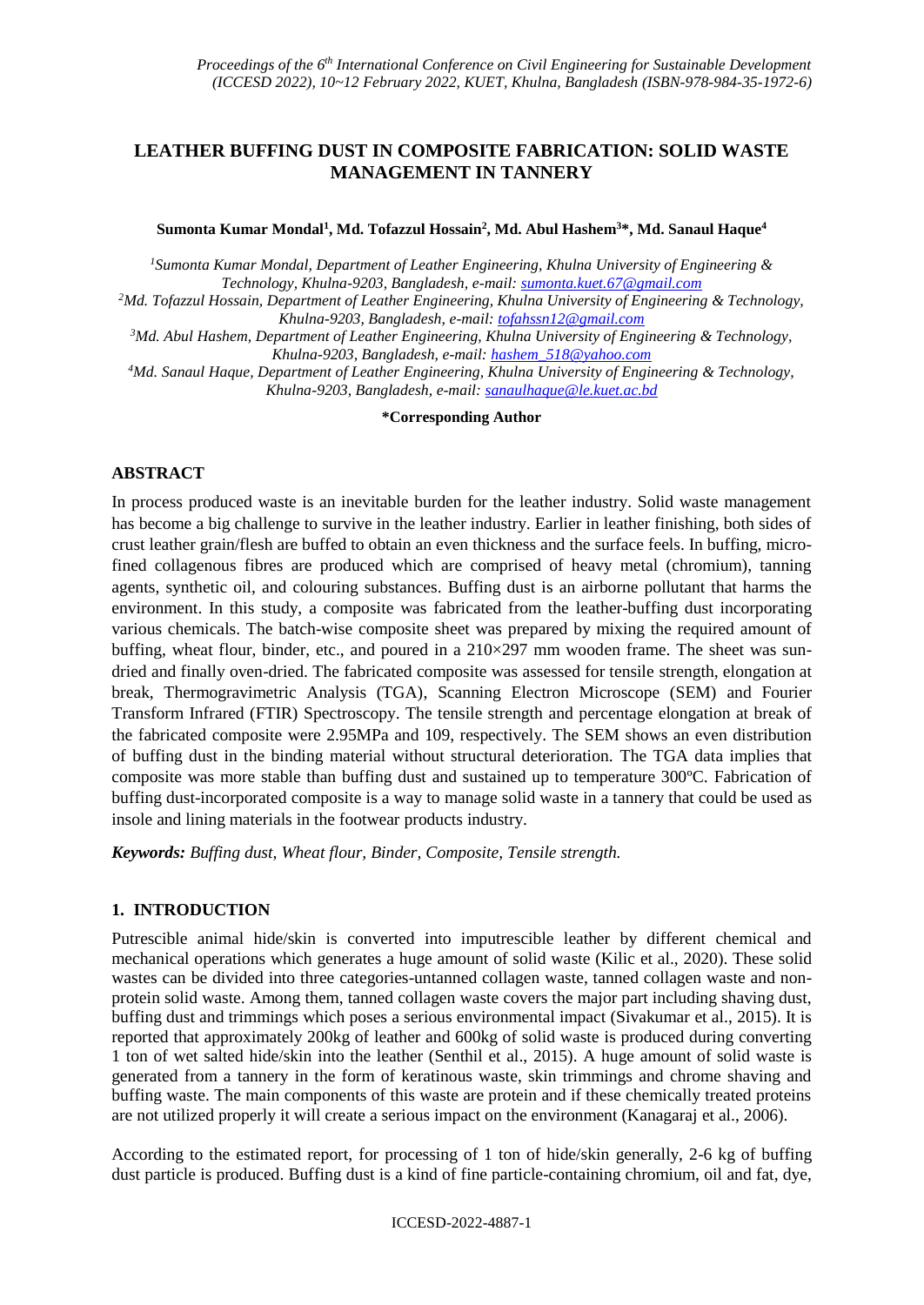# LEATHER BUFFING DUST IN COMPOSITE FABRICATION: SOLID WASTE MANAGEMENT IN TANNERY

**Sumonta Kumar Mondal[1], Md. Tofazzul Hossain[2], Md. Abul Hashem[3]*, Md. Sanaul Haque[4]**

[1]Sumonta Kumar Mondal, Department of Leather Engineering, Khulna University of Engineering & Technology, Khulna-9203, Bangladesh, e-mail: sumonta.kuet.67@gmail.com

[2]Md. Tofazzul Hossain, Department of Leather Engineering, Khulna University of Engineering & Technology, Khulna-9203, Bangladesh, e-mail: tofahssn12@gmail.com

[3]Md. Abul Hashem, Department of Leather Engineering, Khulna University of Engineering & Technology, Khulna-9203, Bangladesh, e-mail: hashem_518@yahoo.com

[4]Md. Sanaul Haque, Department of Leather Engineering, Khulna University of Engineering & Technology, Khulna-9203, Bangladesh, e-mail: sanaulhaque@le.kuet.ac.bd

**\*Corresponding Author**

## ABSTRACT

In process produced waste is an inevitable burden for the leather industry. Solid waste management has become a big challenge to survive in the leather industry. Earlier in leather finishing, both sides of crust leather grain/flesh are buffed to obtain an even thickness and the surface feels. In buffing, micro-fined collagenous fibres are produced which are comprised of heavy metal (chromium), tanning agents, synthetic oil, and colouring substances. Buffing dust is an airborne pollutant that harms the environment. In this study, a composite was fabricated from the leather-buffing dust incorporating various chemicals. The batch-wise composite sheet was prepared by mixing the required amount of buffing, wheat flour, binder, etc., and poured in a 210×297 mm wooden frame. The sheet was sun-dried and finally oven-dried. The fabricated composite was assessed for tensile strength, elongation at break, Thermogravimetric Analysis (TGA), Scanning Electron Microscope (SEM) and Fourier Transform Infrared (FTIR) Spectroscopy. The tensile strength and percentage elongation at break of the fabricated composite were 2.95MPa and 109, respectively. The SEM shows an even distribution of buffing dust in the binding material without structural deterioration. The TGA data implies that composite was more stable than buffing dust and sustained up to temperature 300ºC. Fabrication of buffing dust-incorporated composite is a way to manage solid waste in a tannery that could be used as insole and lining materials in the footwear products industry.

***Keywords:*** *Buffing dust, Wheat flour, Binder, Composite, Tensile strength.*

## 1. INTRODUCTION

Putrescible animal hide/skin is converted into imputrescible leather by different chemical and mechanical operations which generates a huge amount of solid waste (Kilic et al., 2020). These solid wastes can be divided into three categories-untanned collagen waste, tanned collagen waste and non-protein solid waste. Among them, tanned collagen waste covers the major part including shaving dust, buffing dust and trimmings which poses a serious environmental impact (Sivakumar et al., 2015). It is reported that approximately 200kg of leather and 600kg of solid waste is produced during converting 1 ton of wet salted hide/skin into the leather (Senthil et al., 2015). A huge amount of solid waste is generated from a tannery in the form of keratinous waste, skin trimmings and chrome shaving and buffing waste. The main components of this waste are protein and if these chemically treated proteins are not utilized properly it will create a serious impact on the environment (Kanagaraj et al., 2006).

According to the estimated report, for processing of 1 ton of hide/skin generally, 2-6 kg of buffing dust particle is produced. Buffing dust is a kind of fine particle-containing chromium, oil and fat, dye,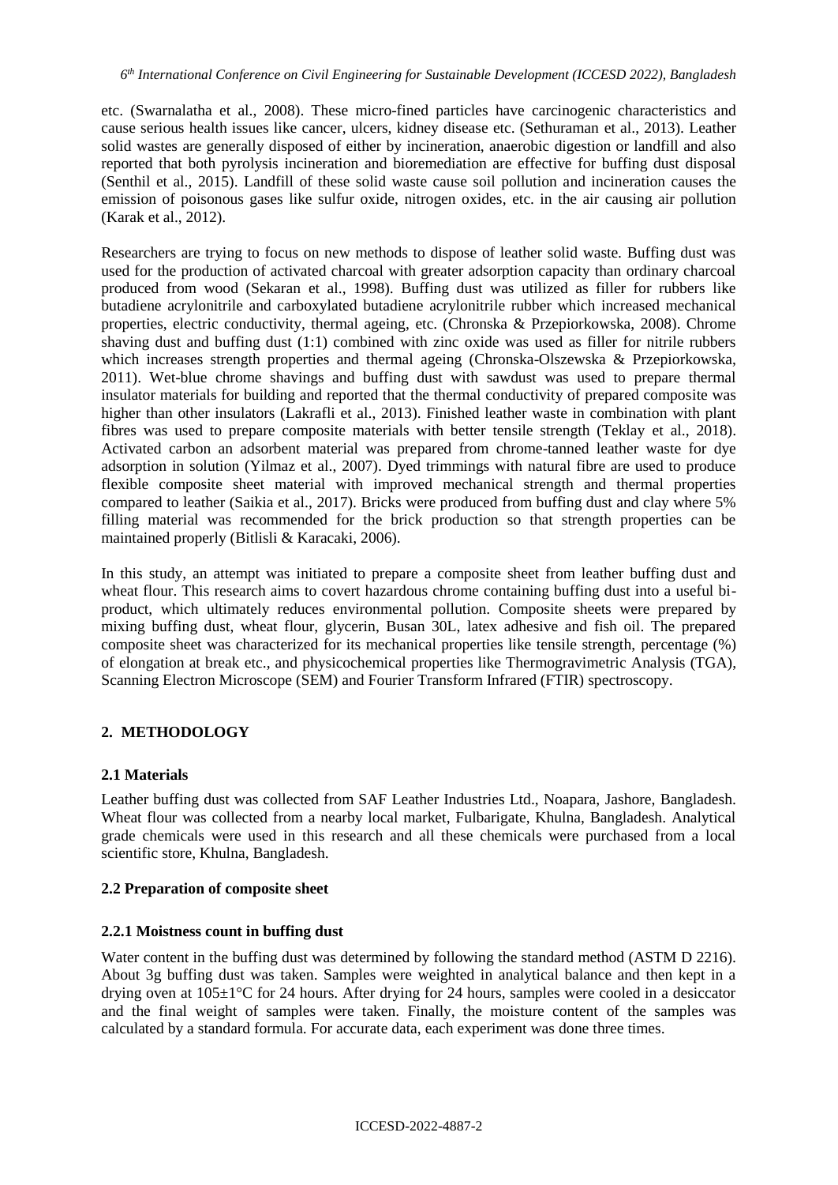etc. (Swarnalatha et al., 2008). These micro-fined particles have carcinogenic characteristics and cause serious health issues like cancer, ulcers, kidney disease etc. (Sethuraman et al., 2013). Leather solid wastes are generally disposed of either by incineration, anaerobic digestion or landfill and also reported that both pyrolysis incineration and bioremediation are effective for buffing dust disposal (Senthil et al., 2015). Landfill of these solid waste cause soil pollution and incineration causes the emission of poisonous gases like sulfur oxide, nitrogen oxides, etc. in the air causing air pollution (Karak et al., 2012).

Researchers are trying to focus on new methods to dispose of leather solid waste. Buffing dust was used for the production of activated charcoal with greater adsorption capacity than ordinary charcoal produced from wood (Sekaran et al., 1998). Buffing dust was utilized as filler for rubbers like butadiene acrylonitrile and carboxylated butadiene acrylonitrile rubber which increased mechanical properties, electric conductivity, thermal ageing, etc. (Chronska & Przepiorkowska, 2008). Chrome shaving dust and buffing dust (1:1) combined with zinc oxide was used as filler for nitrile rubbers which increases strength properties and thermal ageing (Chronska-Olszewska & Przepiorkowska, 2011). Wet-blue chrome shavings and buffing dust with sawdust was used to prepare thermal insulator materials for building and reported that the thermal conductivity of prepared composite was higher than other insulators (Lakrafli et al., 2013). Finished leather waste in combination with plant fibres was used to prepare composite materials with better tensile strength (Teklay et al., 2018). Activated carbon an adsorbent material was prepared from chrome-tanned leather waste for dye adsorption in solution (Yilmaz et al., 2007). Dyed trimmings with natural fibre are used to produce flexible composite sheet material with improved mechanical strength and thermal properties compared to leather (Saikia et al., 2017). Bricks were produced from buffing dust and clay where 5% filling material was recommended for the brick production so that strength properties can be maintained properly (Bitlisli & Karacaki, 2006).

In this study, an attempt was initiated to prepare a composite sheet from leather buffing dust and wheat flour. This research aims to covert hazardous chrome containing buffing dust into a useful bi-product, which ultimately reduces environmental pollution. Composite sheets were prepared by mixing buffing dust, wheat flour, glycerin, Busan 30L, latex adhesive and fish oil. The prepared composite sheet was characterized for its mechanical properties like tensile strength, percentage (%) of elongation at break etc., and physicochemical properties like Thermogravimetric Analysis (TGA), Scanning Electron Microscope (SEM) and Fourier Transform Infrared (FTIR) spectroscopy.

## 2. METHODOLOGY

### 2.1 Materials

Leather buffing dust was collected from SAF Leather Industries Ltd., Noapara, Jashore, Bangladesh. Wheat flour was collected from a nearby local market, Fulbarigate, Khulna, Bangladesh. Analytical grade chemicals were used in this research and all these chemicals were purchased from a local scientific store, Khulna, Bangladesh.

### 2.2 Preparation of composite sheet

#### 2.2.1 Moistness count in buffing dust

Water content in the buffing dust was determined by following the standard method (ASTM D 2216). About 3g buffing dust was taken. Samples were weighted in analytical balance and then kept in a drying oven at 105±1°C for 24 hours. After drying for 24 hours, samples were cooled in a desiccator and the final weight of samples were taken. Finally, the moisture content of the samples was calculated by a standard formula. For accurate data, each experiment was done three times.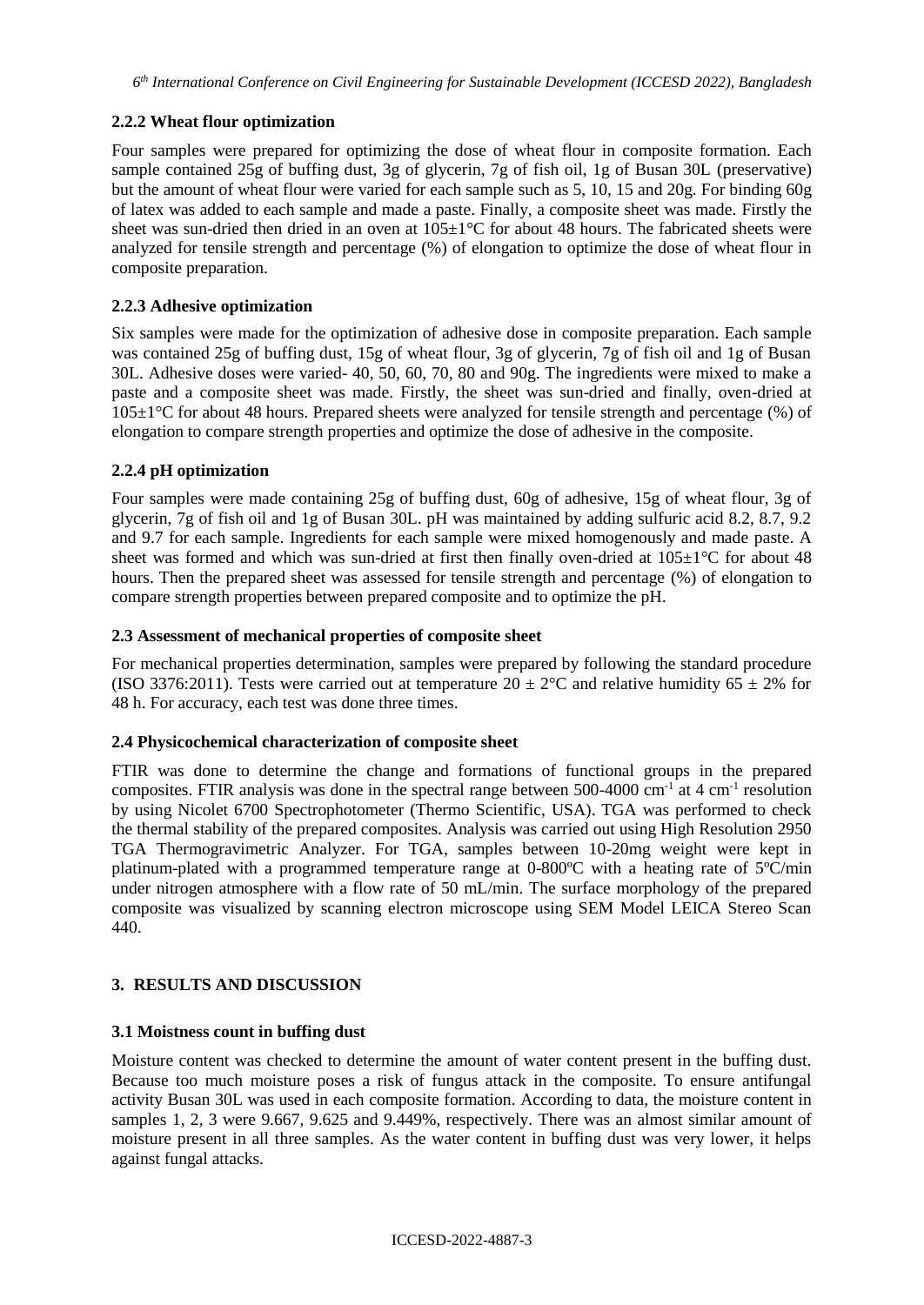### 2.2.2 Wheat flour optimization

Four samples were prepared for optimizing the dose of wheat flour in composite formation. Each sample contained 25g of buffing dust, 3g of glycerin, 7g of fish oil, 1g of Busan 30L (preservative) but the amount of wheat flour were varied for each sample such as 5, 10, 15 and 20g. For binding 60g of latex was added to each sample and made a paste. Finally, a composite sheet was made. Firstly the sheet was sun-dried then dried in an oven at 105±1°C for about 48 hours. The fabricated sheets were analyzed for tensile strength and percentage (%) of elongation to optimize the dose of wheat flour in composite preparation.

### 2.2.3 Adhesive optimization

Six samples were made for the optimization of adhesive dose in composite preparation. Each sample was contained 25g of buffing dust, 15g of wheat flour, 3g of glycerin, 7g of fish oil and 1g of Busan 30L. Adhesive doses were varied- 40, 50, 60, 70, 80 and 90g. The ingredients were mixed to make a paste and a composite sheet was made. Firstly, the sheet was sun-dried and finally, oven-dried at 105±1°C for about 48 hours. Prepared sheets were analyzed for tensile strength and percentage (%) of elongation to compare strength properties and optimize the dose of adhesive in the composite.

### 2.2.4 pH optimization

Four samples were made containing 25g of buffing dust, 60g of adhesive, 15g of wheat flour, 3g of glycerin, 7g of fish oil and 1g of Busan 30L. pH was maintained by adding sulfuric acid 8.2, 8.7, 9.2 and 9.7 for each sample. Ingredients for each sample were mixed homogenously and made paste. A sheet was formed and which was sun-dried at first then finally oven-dried at 105±1°C for about 48 hours. Then the prepared sheet was assessed for tensile strength and percentage (%) of elongation to compare strength properties between prepared composite and to optimize the pH.

### 2.3 Assessment of mechanical properties of composite sheet

For mechanical properties determination, samples were prepared by following the standard procedure (ISO 3376:2011). Tests were carried out at temperature 20 ± 2°C and relative humidity 65 ± 2% for 48 h. For accuracy, each test was done three times.

### 2.4 Physicochemical characterization of composite sheet

FTIR was done to determine the change and formations of functional groups in the prepared composites. FTIR analysis was done in the spectral range between 500-4000 $cm^{-1}$ at 4 $cm^{-1}$ resolution by using Nicolet 6700 Spectrophotometer (Thermo Scientific, USA). TGA was performed to check the thermal stability of the prepared composites. Analysis was carried out using High Resolution 2950 TGA Thermogravimetric Analyzer. For TGA, samples between 10-20mg weight were kept in platinum-plated with a programmed temperature range at 0-800ºC with a heating rate of 5ºC/min under nitrogen atmosphere with a flow rate of 50 mL/min. The surface morphology of the prepared composite was visualized by scanning electron microscope using SEM Model LEICA Stereo Scan 440.

## 3. RESULTS AND DISCUSSION

### 3.1 Moistness count in buffing dust

Moisture content was checked to determine the amount of water content present in the buffing dust. Because too much moisture poses a risk of fungus attack in the composite. To ensure antifungal activity Busan 30L was used in each composite formation. According to data, the moisture content in samples 1, 2, 3 were 9.667, 9.625 and 9.449%, respectively. There was an almost similar amount of moisture present in all three samples. As the water content in buffing dust was very lower, it helps against fungal attacks.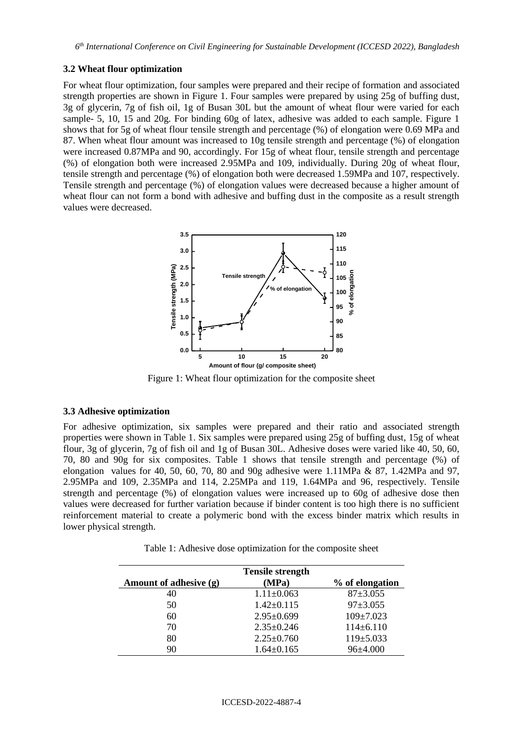### 3.2 Wheat flour optimization

For wheat flour optimization, four samples were prepared and their recipe of formation and associated strength properties are shown in Figure 1. Four samples were prepared by using 25g of buffing dust, 3g of glycerin, 7g of fish oil, 1g of Busan 30L but the amount of wheat flour were varied for each sample- 5, 10, 15 and 20g. For binding 60g of latex, adhesive was added to each sample. Figure 1 shows that for 5g of wheat flour tensile strength and percentage (%) of elongation were 0.69 MPa and 87. When wheat flour amount was increased to 10g tensile strength and percentage (%) of elongation were increased 0.87MPa and 90, accordingly. For 15g of wheat flour, tensile strength and percentage (%) of elongation both were increased 2.95MPa and 109, individually. During 20g of wheat flour, tensile strength and percentage (%) of elongation both were decreased 1.59MPa and 107, respectively. Tensile strength and percentage (%) of elongation values were decreased because a higher amount of wheat flour can not form a bond with adhesive and buffing dust in the composite as a result strength values were decreased.

Figure 1: Wheat flour optimization for the composite sheet

### 3.3 Adhesive optimization

For adhesive optimization, six samples were prepared and their ratio and associated strength properties were shown in Table 1. Six samples were prepared using 25g of buffing dust, 15g of wheat flour, 3g of glycerin, 7g of fish oil and 1g of Busan 30L. Adhesive doses were varied like 40, 50, 60, 70, 80 and 90g for six composites. Table 1 shows that tensile strength and percentage (%) of elongation values for 40, 50, 60, 70, 80 and 90g adhesive were 1.11MPa & 87, 1.42MPa and 97, 2.95MPa and 109, 2.35MPa and 114, 2.25MPa and 119, 1.64MPa and 96, respectively. Tensile strength and percentage (%) of elongation values were increased up to 60g of adhesive dose then values were decreased for further variation because if binder content is too high there is no sufficient reinforcement material to create a polymeric bond with the excess binder matrix which results in lower physical strength.

Table 1: Adhesive dose optimization for the composite sheet

| Amount of adhesive (g) | Tensile strength (MPa) | % of elongation |
|---|---|---|
| 40 | 1.11±0.063 | 87±3.055 |
| 50 | 1.42±0.115 | 97±3.055 |
| 60 | 2.95±0.699 | 109±7.023 |
| 70 | 2.35±0.246 | 114±6.110 |
| 80 | 2.25±0.760 | 119±5.033 |
| 90 | 1.64±0.165 | 96±4.000 |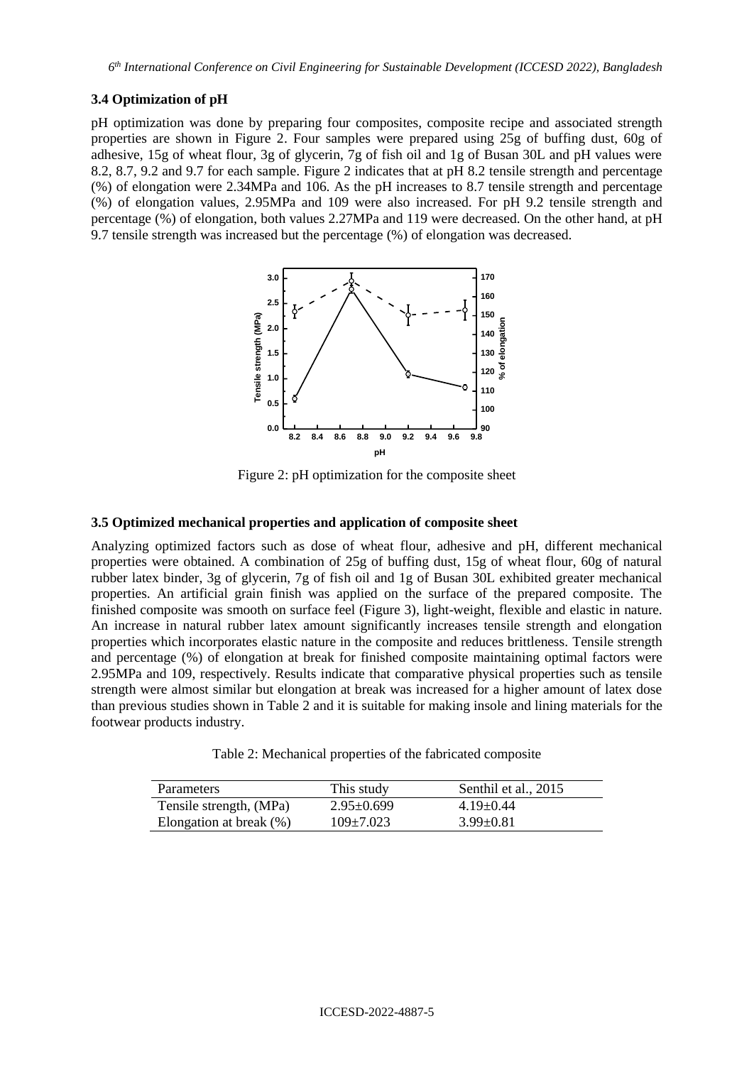### 3.4 Optimization of pH

pH optimization was done by preparing four composites, composite recipe and associated strength properties are shown in Figure 2. Four samples were prepared using 25g of buffing dust, 60g of adhesive, 15g of wheat flour, 3g of glycerin, 7g of fish oil and 1g of Busan 30L and pH values were 8.2, 8.7, 9.2 and 9.7 for each sample. Figure 2 indicates that at pH 8.2 tensile strength and percentage (%) of elongation were 2.34MPa and 106. As the pH increases to 8.7 tensile strength and percentage (%) of elongation values, 2.95MPa and 109 were also increased. For pH 9.2 tensile strength and percentage (%) of elongation, both values 2.27MPa and 119 were decreased. On the other hand, at pH 9.7 tensile strength was increased but the percentage (%) of elongation was decreased.

Figure 2: pH optimization for the composite sheet

### 3.5 Optimized mechanical properties and application of composite sheet

Analyzing optimized factors such as dose of wheat flour, adhesive and pH, different mechanical properties were obtained. A combination of 25g of buffing dust, 15g of wheat flour, 60g of natural rubber latex binder, 3g of glycerin, 7g of fish oil and 1g of Busan 30L exhibited greater mechanical properties. An artificial grain finish was applied on the surface of the prepared composite. The finished composite was smooth on surface feel (Figure 3), light-weight, flexible and elastic in nature. An increase in natural rubber latex amount significantly increases tensile strength and elongation properties which incorporates elastic nature in the composite and reduces brittleness. Tensile strength and percentage (%) of elongation at break for finished composite maintaining optimal factors were 2.95MPa and 109, respectively. Results indicate that comparative physical properties such as tensile strength were almost similar but elongation at break was increased for a higher amount of latex dose than previous studies shown in Table 2 and it is suitable for making insole and lining materials for the footwear products industry.

Table 2: Mechanical properties of the fabricated composite

| Parameters | This study | Senthil et al., 2015 |
|---|---|---|
| Tensile strength, (MPa) | 2.95±0.699 | 4.19±0.44 |
| Elongation at break (%) | 109±7.023 | 3.99±0.81 |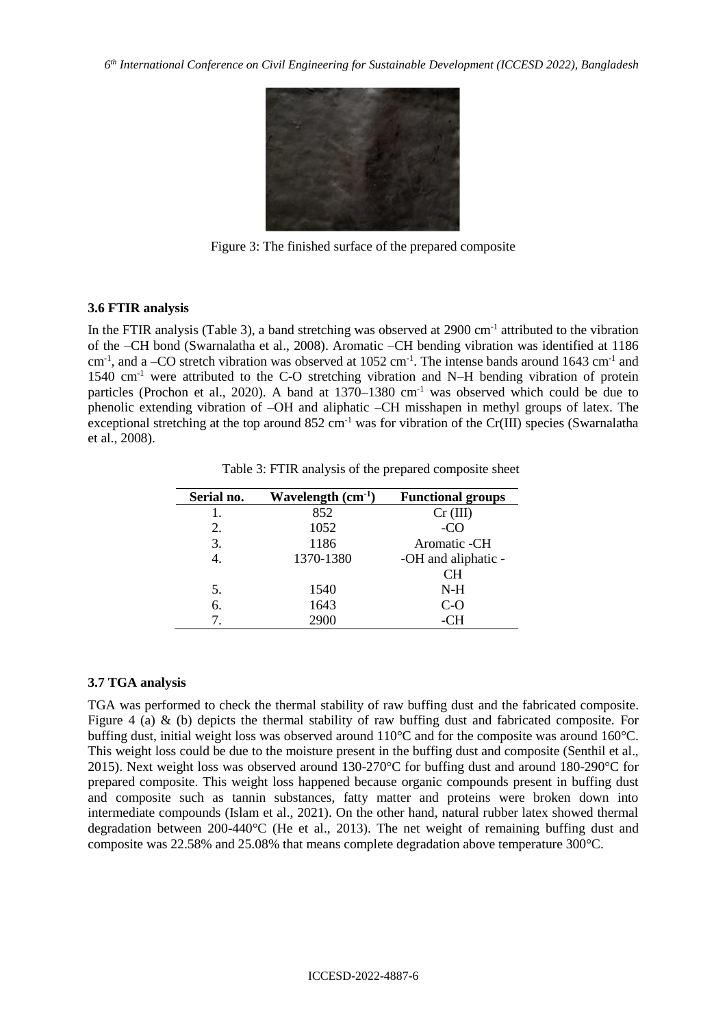Figure 3: The finished surface of the prepared composite

### 3.6 FTIR analysis

In the FTIR analysis (Table 3), a band stretching was observed at 2900 $cm^{-1}$ attributed to the vibration of the –CH bond (Swarnalatha et al., 2008). Aromatic –CH bending vibration was identified at 1186 $cm^{-1}$, and a –CO stretch vibration was observed at 1052 $cm^{-1}$. The intense bands around 1643 $cm^{-1}$ and 1540 $cm^{-1}$ were attributed to the C-O stretching vibration and N–H bending vibration of protein particles (Prochon et al., 2020). A band at 1370–1380 $cm^{-1}$ was observed which could be due to phenolic extending vibration of –OH and aliphatic –CH misshapen in methyl groups of latex. The exceptional stretching at the top around 852 $cm^{-1}$ was for vibration of the Cr(III) species (Swarnalatha et al., 2008).

Table 3: FTIR analysis of the prepared composite sheet

| Serial no. | Wavelength ($cm^{-1}$) | Functional groups |
|---|---|---|
| 1. | 852 | Cr (III) |
| 2. | 1052 | -CO |
| 3. | 1186 | Aromatic -CH |
| 4. | 1370-1380 | -OH and aliphatic -CH |
| 5. | 1540 | N-H |
| 6. | 1643 | C-O |
| 7. | 2900 | -CH |

### 3.7 TGA analysis

TGA was performed to check the thermal stability of raw buffing dust and the fabricated composite. Figure 4 (a) & (b) depicts the thermal stability of raw buffing dust and fabricated composite. For buffing dust, initial weight loss was observed around 110°C and for the composite was around 160°C. This weight loss could be due to the moisture present in the buffing dust and composite (Senthil et al., 2015). Next weight loss was observed around 130-270°C for buffing dust and around 180-290°C for prepared composite. This weight loss happened because organic compounds present in buffing dust and composite such as tannin substances, fatty matter and proteins were broken down into intermediate compounds (Islam et al., 2021). On the other hand, natural rubber latex showed thermal degradation between 200-440°C (He et al., 2013). The net weight of remaining buffing dust and composite was 22.58% and 25.08% that means complete degradation above temperature 300°C.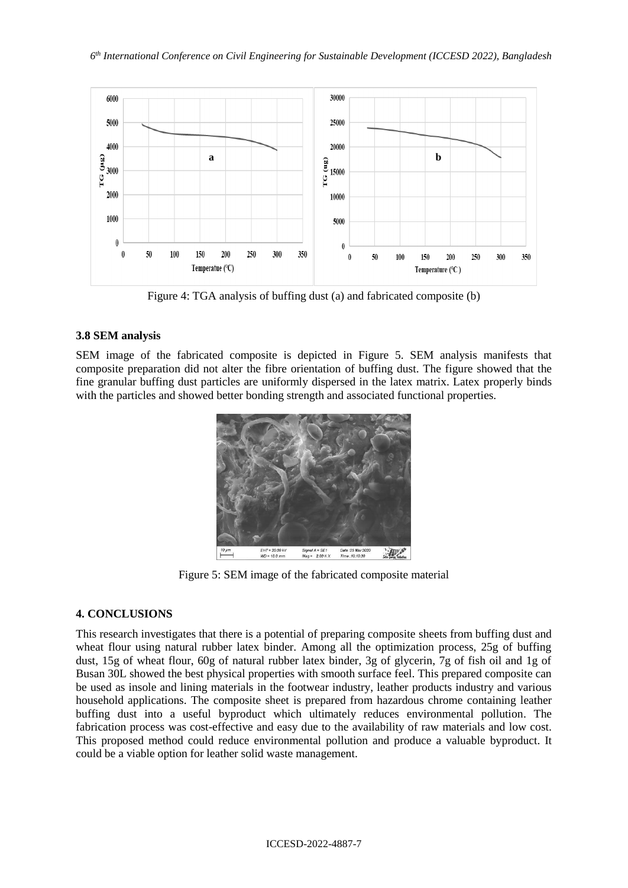Figure 4: TGA analysis of buffing dust (a) and fabricated composite (b)

### 3.8 SEM analysis

SEM image of the fabricated composite is depicted in Figure 5. SEM analysis manifests that composite preparation did not alter the fibre orientation of buffing dust. The figure showed that the fine granular buffing dust particles are uniformly dispersed in the latex matrix. Latex properly binds with the particles and showed better bonding strength and associated functional properties.

Figure 5: SEM image of the fabricated composite material

## 4. CONCLUSIONS

This research investigates that there is a potential of preparing composite sheets from buffing dust and wheat flour using natural rubber latex binder. Among all the optimization process, 25g of buffing dust, 15g of wheat flour, 60g of natural rubber latex binder, 3g of glycerin, 7g of fish oil and 1g of Busan 30L showed the best physical properties with smooth surface feel. This prepared composite can be used as insole and lining materials in the footwear industry, leather products industry and various household applications. The composite sheet is prepared from hazardous chrome containing leather buffing dust into a useful byproduct which ultimately reduces environmental pollution. The fabrication process was cost-effective and easy due to the availability of raw materials and low cost. This proposed method could reduce environmental pollution and produce a valuable byproduct. It could be a viable option for leather solid waste management.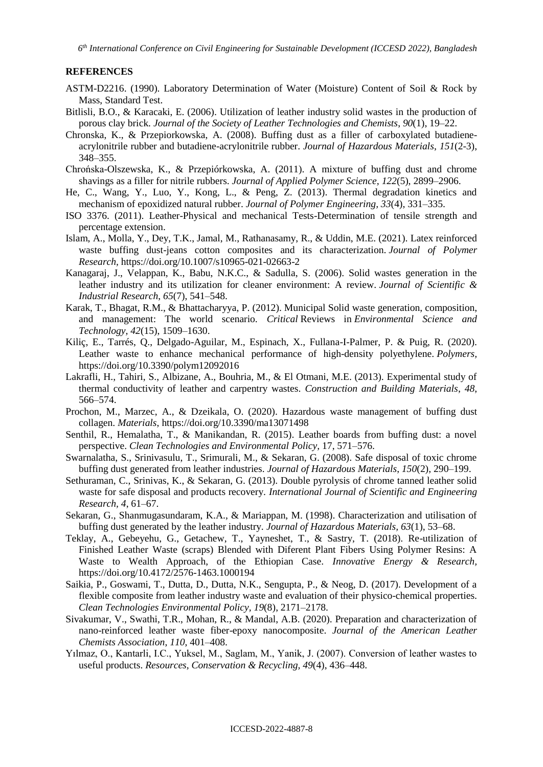## REFERENCES

ASTM-D2216. (1990). Laboratory Determination of Water (Moisture) Content of Soil & Rock by Mass, Standard Test.

Bitlisli, B.O., & Karacaki, E. (2006). Utilization of leather industry solid wastes in the production of porous clay brick. *Journal of the Society of Leather Technologies and Chemists*, *90*(1), 19–22.

Chronska, K., & Przepiorkowska, A. (2008). Buffing dust as a filler of carboxylated butadiene-acrylonitrile rubber and butadiene-acrylonitrile rubber. *Journal of Hazardous Materials*, *151*(2-3), 348–355.

Chrońska-Olszewska, K., & Przepiórkowska, A. (2011). A mixture of buffing dust and chrome shavings as a filler for nitrile rubbers. *Journal of Applied Polymer Science*, *122*(5), 2899–2906.

He, C., Wang, Y., Luo, Y., Kong, L., & Peng, Z. (2013). Thermal degradation kinetics and mechanism of epoxidized natural rubber. *Journal of Polymer Engineering*, *33*(4), 331–335.

ISO 3376. (2011). Leather-Physical and mechanical Tests-Determination of tensile strength and percentage extension.

Islam, A., Molla, Y., Dey, T.K., Jamal, M., Rathanasamy, R., & Uddin, M.E. (2021). Latex reinforced waste buffing dust-jeans cotton composites and its characterization. *Journal of Polymer Research*, https://doi.org/10.1007/s10965-021-02663-2

Kanagaraj, J., Velappan, K., Babu, N.K.C., & Sadulla, S. (2006). Solid wastes generation in the leather industry and its utilization for cleaner environment: A review. *Journal of Scientific & Industrial Research*, *65*(7), 541–548.

Karak, T., Bhagat, R.M., & Bhattacharyya, P. (2012). Municipal Solid waste generation, composition, and management: The world scenario. *Critical* Reviews in *Environmental Science and Technology*, *42*(15), 1509–1630.

Kiliç, E., Tarrés, Q., Delgado-Aguilar, M., Espinach, X., Fullana-I-Palmer, P. & Puig, R. (2020). Leather waste to enhance mechanical performance of high-density polyethylene. *Polymers*, https://doi.org/10.3390/polym12092016

Lakrafli, H., Tahiri, S., Albizane, A., Bouhria, M., & El Otmani, M.E. (2013). Experimental study of thermal conductivity of leather and carpentry wastes. *Construction and Building Materials*, *48*, 566–574.

Prochon, M., Marzec, A., & Dzeikala, O. (2020). Hazardous waste management of buffing dust collagen. *Materials*, https://doi.org/10.3390/ma13071498

Senthil, R., Hemalatha, T., & Manikandan, R. (2015). Leather boards from buffing dust: a novel perspective. *Clean Technologies and Environmental Policy,* 17, 571–576.

Swarnalatha, S., Srinivasulu, T., Srimurali, M., & Sekaran, G. (2008). Safe disposal of toxic chrome buffing dust generated from leather industries. *Journal of Hazardous Materials*, *150*(2), 290–199.

Sethuraman, C., Srinivas, K., & Sekaran, G. (2013). Double pyrolysis of chrome tanned leather solid waste for safe disposal and products recovery. *International Journal of Scientific and Engineering Research*, *4*, 61–67.

Sekaran, G., Shanmugasundaram, K.A., & Mariappan, M. (1998). Characterization and utilisation of buffing dust generated by the leather industry. *Journal of Hazardous Materials*, *63*(1), 53–68.

Teklay, A., Gebeyehu, G., Getachew, T., Yayneshet, T., & Sastry, T. (2018). Re-utilization of Finished Leather Waste (scraps) Blended with Diferent Plant Fibers Using Polymer Resins: A Waste to Wealth Approach, of the Ethiopian Case. *Innovative Energy & Research,* https://doi.org/10.4172/2576-1463.1000194

Saikia, P., Goswami, T., Dutta, D., Dutta, N.K., Sengupta, P., & Neog, D. (2017). Development of a flexible composite from leather industry waste and evaluation of their physico-chemical properties. *Clean Technologies Environmental Policy*, *19*(8), 2171–2178.

Sivakumar, V., Swathi, T.R., Mohan, R., & Mandal, A.B. (2020). Preparation and characterization of nano-reinforced leather waste fiber-epoxy nanocomposite. *Journal of the American Leather Chemists Association*, *110*, 401–408.

Yılmaz, O., Kantarli, I.C., Yuksel, M., Saglam, M., Yanik, J. (2007). Conversion of leather wastes to useful products. *Resources, Conservation & Recycling*, *49*(4), 436–448.